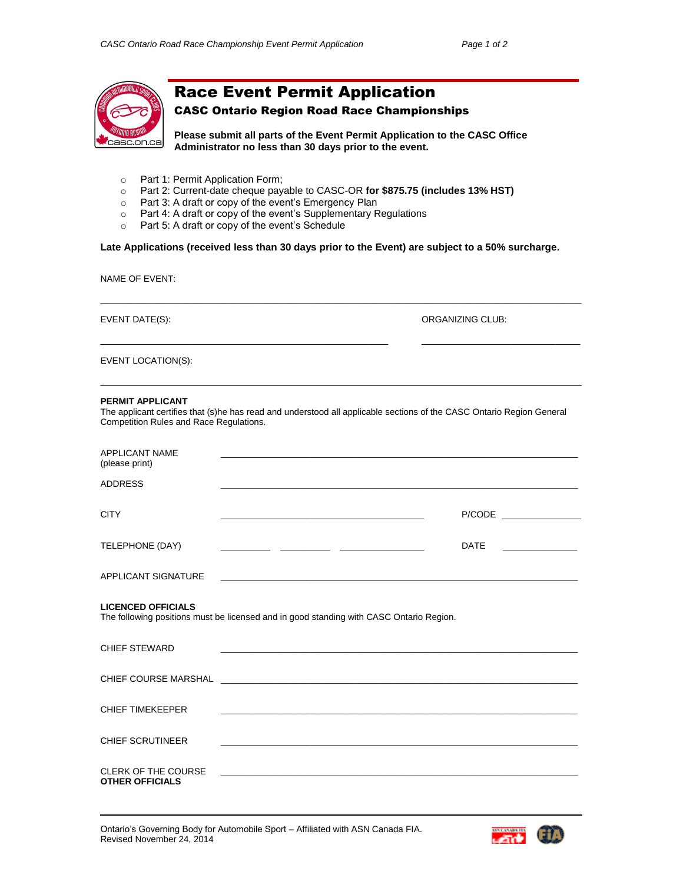# Race Event Permit Application

## CASC Ontario Region Road Race Championships

**Please submit all parts of the Event Permit Application to the CASC Office Administrator no less than 30 days prior to the event.**

- Part 1: Permit Application Form;
- Part 2: Current-date cheque payable to CASC-OR **for $875.75 (includes 13% HST)**
- Part 3: A draft or copy of the event's Emergency Plan
- Part 4: A draft or copy of the event's Supplementary Regulations
- Part 5: A draft or copy of the event's Schedule

**Late Applications (received less than 30 days prior to the Event) are subject to a 50% surcharge.**

NAME OF EVENT: ______________________________________________

EVENT DATE(S): ______________________________ ORGANIZING CLUB: ______________________

EVENT LOCATION(S): ______________________________________________

**PERMIT APPLICANT**

The applicant certifies that (s)he has read and understood all applicable sections of the CASC Ontario Region General Competition Rules and Race Regulations.

APPLICANT NAME (please print) ______________________________________________

ADDRESS ______________________________________________

CITY ______________________________ P/CODE ______________

TELEPHONE (DAY) ________ ________ ____________ DATE ____________

APPLICANT SIGNATURE ______________________________________________

**LICENCED OFFICIALS**

The following positions must be licensed and in good standing with CASC Ontario Region.

CHIEF STEWARD ______________________________________________

CHIEF COURSE MARSHAL ______________________________________________

CHIEF TIMEKEEPER ______________________________________________

CHIEF SCRUTINEER ______________________________________________

CLERK OF THE COURSE ______________________________________________

**OTHER OFFICIALS**

Ontario's Governing Body for Automobile Sport – Affiliated with ASN Canada FIA.
Revised November 24, 2014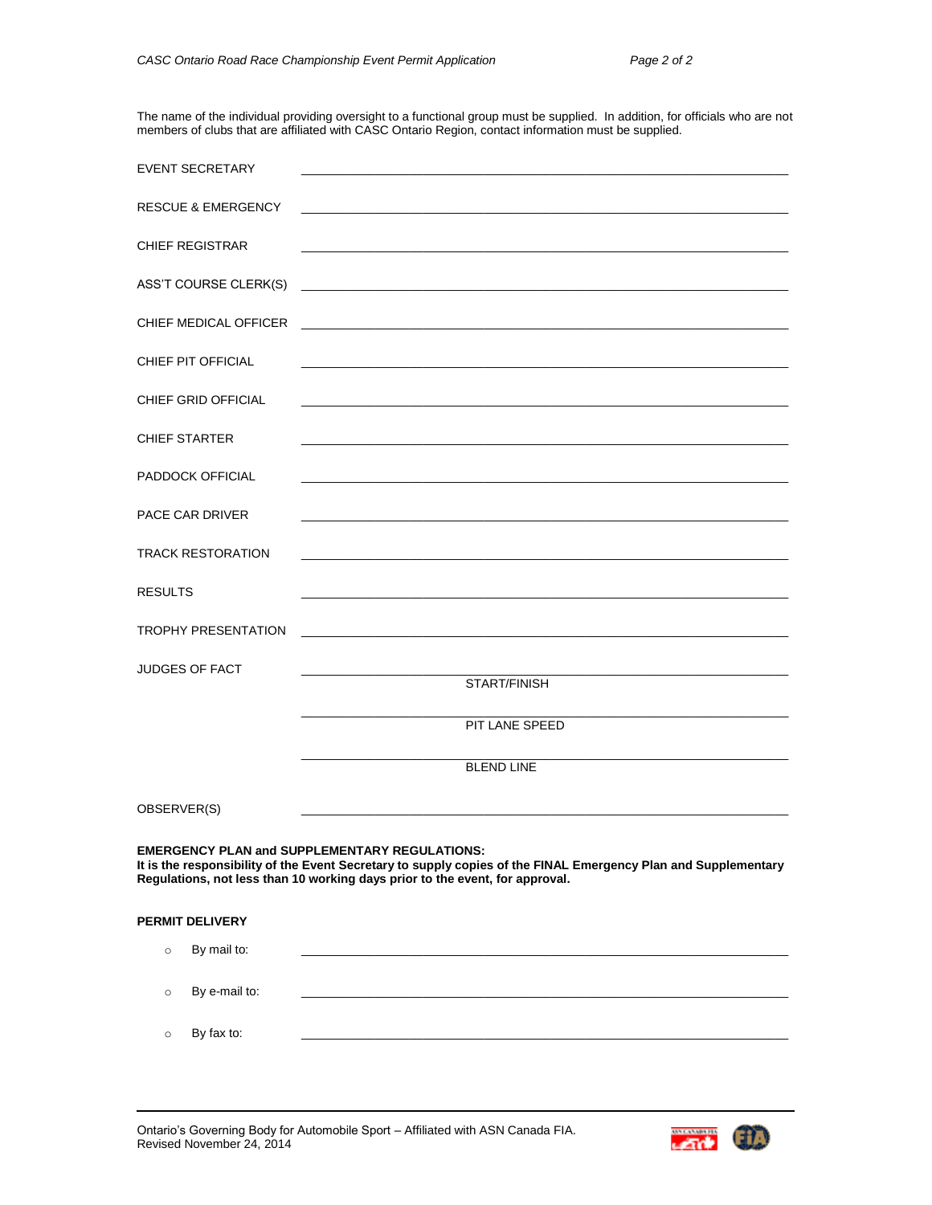The name of the individual providing oversight to a functional group must be supplied. In addition, for officials who are not members of clubs that are affiliated with CASC Ontario Region, contact information must be supplied.

EVENT SECRETARY \_\_\_\_\_\_\_\_\_\_\_\_\_\_\_\_\_\_\_\_\_\_\_\_\_\_\_\_\_\_\_\_\_\_\_\_\_\_\_\_

RESCUE & EMERGENCY \_\_\_\_\_\_\_\_\_\_\_\_\_\_\_\_\_\_\_\_\_\_\_\_\_\_\_\_\_\_\_\_\_\_\_\_\_\_\_\_

CHIEF REGISTRAR \_\_\_\_\_\_\_\_\_\_\_\_\_\_\_\_\_\_\_\_\_\_\_\_\_\_\_\_\_\_\_\_\_\_\_\_\_\_\_\_

ASS'T COURSE CLERK(S) \_\_\_\_\_\_\_\_\_\_\_\_\_\_\_\_\_\_\_\_\_\_\_\_\_\_\_\_\_\_\_\_\_\_\_\_\_\_\_\_

CHIEF MEDICAL OFFICER \_\_\_\_\_\_\_\_\_\_\_\_\_\_\_\_\_\_\_\_\_\_\_\_\_\_\_\_\_\_\_\_\_\_\_\_\_\_\_\_

CHIEF PIT OFFICIAL \_\_\_\_\_\_\_\_\_\_\_\_\_\_\_\_\_\_\_\_\_\_\_\_\_\_\_\_\_\_\_\_\_\_\_\_\_\_\_\_

CHIEF GRID OFFICIAL \_\_\_\_\_\_\_\_\_\_\_\_\_\_\_\_\_\_\_\_\_\_\_\_\_\_\_\_\_\_\_\_\_\_\_\_\_\_\_\_

CHIEF STARTER \_\_\_\_\_\_\_\_\_\_\_\_\_\_\_\_\_\_\_\_\_\_\_\_\_\_\_\_\_\_\_\_\_\_\_\_\_\_\_\_

PADDOCK OFFICIAL \_\_\_\_\_\_\_\_\_\_\_\_\_\_\_\_\_\_\_\_\_\_\_\_\_\_\_\_\_\_\_\_\_\_\_\_\_\_\_\_

PACE CAR DRIVER \_\_\_\_\_\_\_\_\_\_\_\_\_\_\_\_\_\_\_\_\_\_\_\_\_\_\_\_\_\_\_\_\_\_\_\_\_\_\_\_

TRACK RESTORATION \_\_\_\_\_\_\_\_\_\_\_\_\_\_\_\_\_\_\_\_\_\_\_\_\_\_\_\_\_\_\_\_\_\_\_\_\_\_\_\_

RESULTS \_\_\_\_\_\_\_\_\_\_\_\_\_\_\_\_\_\_\_\_\_\_\_\_\_\_\_\_\_\_\_\_\_\_\_\_\_\_\_\_

TROPHY PRESENTATION \_\_\_\_\_\_\_\_\_\_\_\_\_\_\_\_\_\_\_\_\_\_\_\_\_\_\_\_\_\_\_\_\_\_\_\_\_\_\_\_

JUDGES OF FACT \_\_\_\_\_\_\_\_\_\_\_\_\_\_\_\_\_\_\_\_\_\_\_\_\_\_\_\_\_\_\_\_\_\_\_\_\_\_\_\_
START/FINISH

\_\_\_\_\_\_\_\_\_\_\_\_\_\_\_\_\_\_\_\_\_\_\_\_\_\_\_\_\_\_\_\_\_\_\_\_\_\_\_\_
PIT LANE SPEED

\_\_\_\_\_\_\_\_\_\_\_\_\_\_\_\_\_\_\_\_\_\_\_\_\_\_\_\_\_\_\_\_\_\_\_\_\_\_\_\_
BLEND LINE

OBSERVER(S) \_\_\_\_\_\_\_\_\_\_\_\_\_\_\_\_\_\_\_\_\_\_\_\_\_\_\_\_\_\_\_\_\_\_\_\_\_\_\_\_

**EMERGENCY PLAN and SUPPLEMENTARY REGULATIONS:**
**It is the responsibility of the Event Secretary to supply copies of the FINAL Emergency Plan and Supplementary Regulations, not less than 10 working days prior to the event, for approval.**

**PERMIT DELIVERY**

- By mail to: \_\_\_\_\_\_\_\_\_\_\_\_\_\_\_\_\_\_\_\_\_\_\_\_\_\_\_\_\_\_\_\_\_\_\_\_\_\_\_\_
- By e-mail to: \_\_\_\_\_\_\_\_\_\_\_\_\_\_\_\_\_\_\_\_\_\_\_\_\_\_\_\_\_\_\_\_\_\_\_\_\_\_\_\_
- By fax to: \_\_\_\_\_\_\_\_\_\_\_\_\_\_\_\_\_\_\_\_\_\_\_\_\_\_\_\_\_\_\_\_\_\_\_\_\_\_\_\_